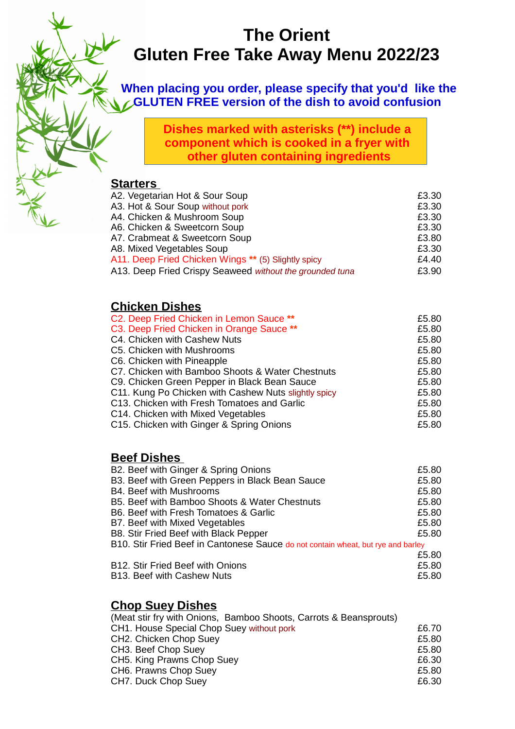# The Orient
# Gluten Free Take Away Menu 2022/23

**When placing you order, please specify that you'd like the GLUTEN FREE version of the dish to avoid confusion**

**Dishes marked with asterisks (**) include a component which is cooked in a fryer with other gluten containing ingredients**

## Starters

| | |
|---|---|
| A2. Vegetarian Hot & Sour Soup | £3.30 |
| A3. Hot & Sour Soup without pork | £3.30 |
| A4. Chicken & Mushroom Soup | £3.30 |
| A6. Chicken & Sweetcorn Soup | £3.30 |
| A7. Crabmeat & Sweetcorn Soup | £3.80 |
| A8. Mixed Vegetables Soup | £3.30 |
| A11. Deep Fried Chicken Wings ** (5) Slightly spicy | £4.40 |
| A13. Deep Fried Crispy Seaweed *without the grounded tuna* | £3.90 |

## Chicken Dishes

| | |
|---|---|
| C2. Deep Fried Chicken in Lemon Sauce ** | £5.80 |
| C3. Deep Fried Chicken in Orange Sauce ** | £5.80 |
| C4. Chicken with Cashew Nuts | £5.80 |
| C5. Chicken with Mushrooms | £5.80 |
| C6. Chicken with Pineapple | £5.80 |
| C7. Chicken with Bamboo Shoots & Water Chestnuts | £5.80 |
| C9. Chicken Green Pepper in Black Bean Sauce | £5.80 |
| C11. Kung Po Chicken with Cashew Nuts slightly spicy | £5.80 |
| C13. Chicken with Fresh Tomatoes and Garlic | £5.80 |
| C14. Chicken with Mixed Vegetables | £5.80 |
| C15. Chicken with Ginger & Spring Onions | £5.80 |

## Beef Dishes

| | |
|---|---|
| B2. Beef with Ginger & Spring Onions | £5.80 |
| B3. Beef with Green Peppers in Black Bean Sauce | £5.80 |
| B4. Beef with Mushrooms | £5.80 |
| B5. Beef with Bamboo Shoots & Water Chestnuts | £5.80 |
| B6. Beef with Fresh Tomatoes & Garlic | £5.80 |
| B7. Beef with Mixed Vegetables | £5.80 |
| B8. Stir Fried Beef with Black Pepper | £5.80 |
| B10. Stir Fried Beef in Cantonese Sauce do not contain wheat, but rye and barley | £5.80 |
| B12. Stir Fried Beef with Onions | £5.80 |
| B13. Beef with Cashew Nuts | £5.80 |

## Chop Suey Dishes

(Meat stir fry with Onions, Bamboo Shoots, Carrots & Beansprouts)

| | |
|---|---|
| CH1. House Special Chop Suey without pork | £6.70 |
| CH2. Chicken Chop Suey | £5.80 |
| CH3. Beef Chop Suey | £5.80 |
| CH5. King Prawns Chop Suey | £6.30 |
| CH6. Prawns Chop Suey | £5.80 |
| CH7. Duck Chop Suey | £6.30 |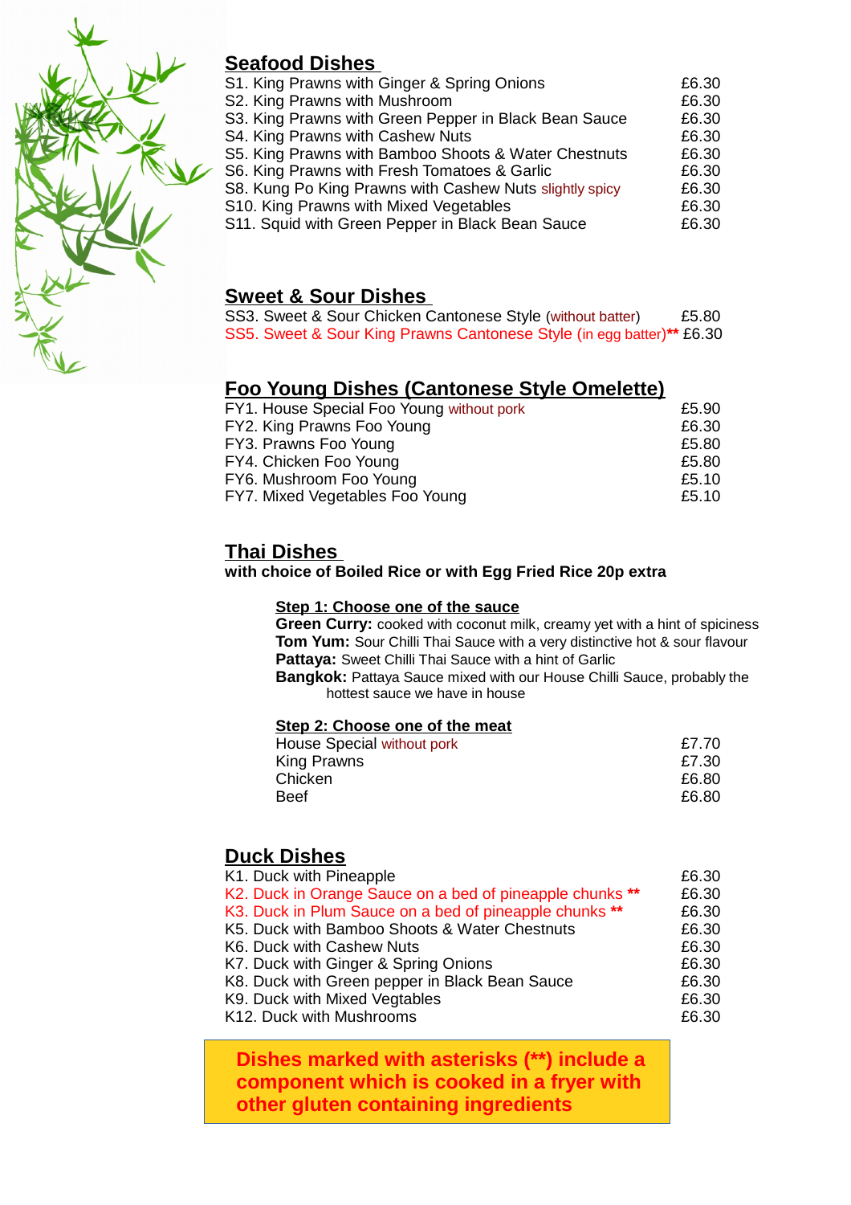## Seafood Dishes

| | |
|---|---|
| S1. King Prawns with Ginger & Spring Onions | £6.30 |
| S2. King Prawns with Mushroom | £6.30 |
| S3. King Prawns with Green Pepper in Black Bean Sauce | £6.30 |
| S4. King Prawns with Cashew Nuts | £6.30 |
| S5. King Prawns with Bamboo Shoots & Water Chestnuts | £6.30 |
| S6. King Prawns with Fresh Tomatoes & Garlic | £6.30 |
| S8. Kung Po King Prawns with Cashew Nuts slightly spicy | £6.30 |
| S10. King Prawns with Mixed Vegetables | £6.30 |
| S11. Squid with Green Pepper in Black Bean Sauce | £6.30 |

## Sweet & Sour Dishes

| | |
|---|---|
| SS3. Sweet & Sour Chicken Cantonese Style (without batter) | £5.80 |
| SS5. Sweet & Sour King Prawns Cantonese Style (in egg batter)** | £6.30 |

## Foo Young Dishes (Cantonese Style Omelette)

| | |
|---|---|
| FY1. House Special Foo Young without pork | £5.90 |
| FY2. King Prawns Foo Young | £6.30 |
| FY3. Prawns Foo Young | £5.80 |
| FY4. Chicken Foo Young | £5.80 |
| FY6. Mushroom Foo Young | £5.10 |
| FY7. Mixed Vegetables Foo Young | £5.10 |

## Thai Dishes

**with choice of Boiled Rice or with Egg Fried Rice 20p extra**

### Step 1: Choose one of the sauce

**Green Curry:** cooked with coconut milk, creamy yet with a hint of spiciness
**Tom Yum:** Sour Chilli Thai Sauce with a very distinctive hot & sour flavour
**Pattaya:** Sweet Chilli Thai Sauce with a hint of Garlic
**Bangkok:** Pattaya Sauce mixed with our House Chilli Sauce, probably the hottest sauce we have in house

### Step 2: Choose one of the meat

| | |
|---|---|
| House Special without pork | £7.70 |
| King Prawns | £7.30 |
| Chicken | £6.80 |
| Beef | £6.80 |

## Duck Dishes

| | |
|---|---|
| K1. Duck with Pineapple | £6.30 |
| K2. Duck in Orange Sauce on a bed of pineapple chunks ** | £6.30 |
| K3. Duck in Plum Sauce on a bed of pineapple chunks ** | £6.30 |
| K5. Duck with Bamboo Shoots & Water Chestnuts | £6.30 |
| K6. Duck with Cashew Nuts | £6.30 |
| K7. Duck with Ginger & Spring Onions | £6.30 |
| K8. Duck with Green pepper in Black Bean Sauce | £6.30 |
| K9. Duck with Mixed Vegtables | £6.30 |
| K12. Duck with Mushrooms | £6.30 |

**Dishes marked with asterisks (**) include a component which is cooked in a fryer with other gluten containing ingredients**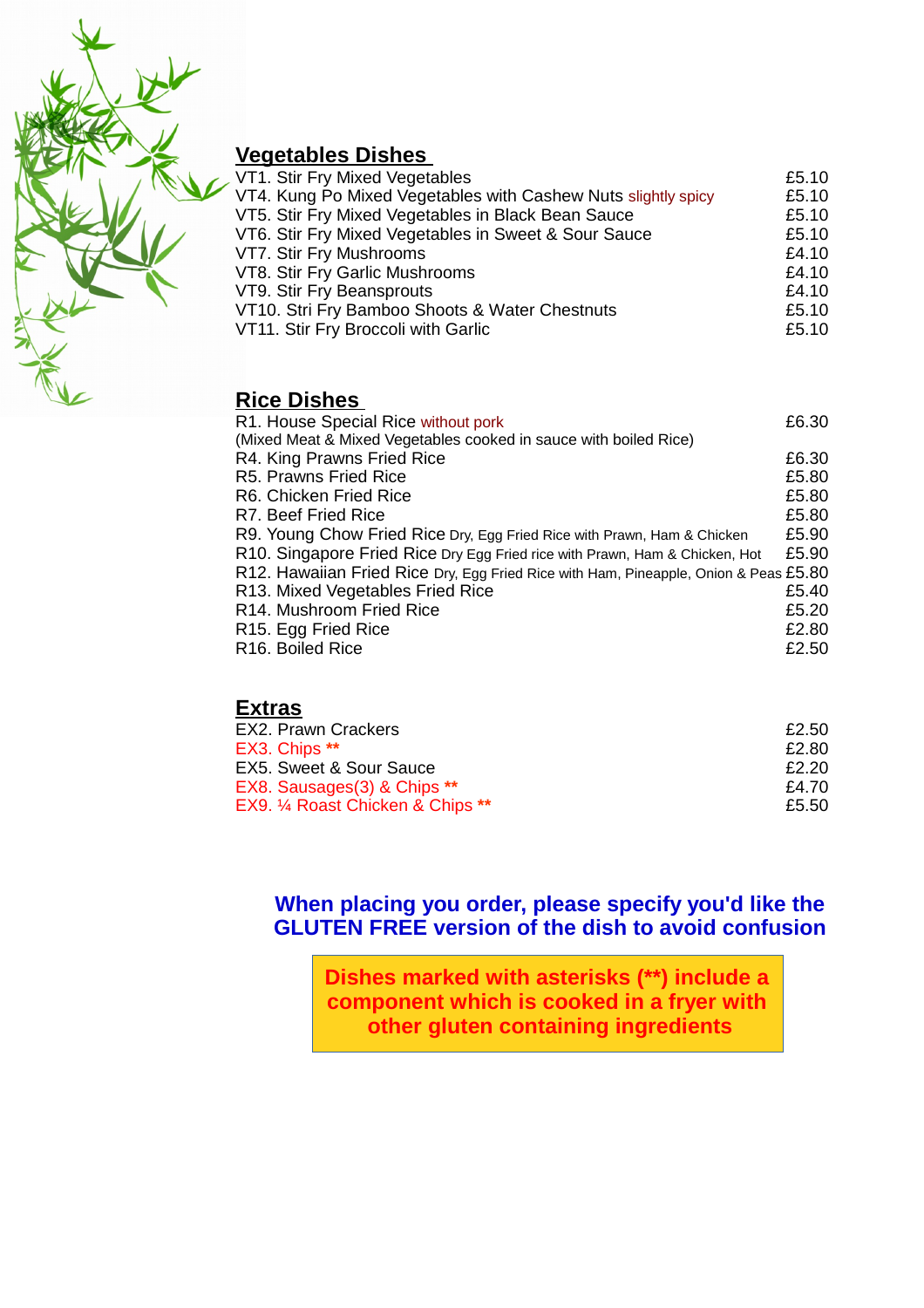## Vegetables Dishes

| | |
|---|---|
| VT1. Stir Fry Mixed Vegetables | £5.10 |
| VT4. Kung Po Mixed Vegetables with Cashew Nuts slightly spicy | £5.10 |
| VT5. Stir Fry Mixed Vegetables in Black Bean Sauce | £5.10 |
| VT6. Stir Fry Mixed Vegetables in Sweet & Sour Sauce | £5.10 |
| VT7. Stir Fry Mushrooms | £4.10 |
| VT8. Stir Fry Garlic Mushrooms | £4.10 |
| VT9. Stir Fry Beansprouts | £4.10 |
| VT10. Stri Fry Bamboo Shoots & Water Chestnuts | £5.10 |
| VT11. Stir Fry Broccoli with Garlic | £5.10 |

## Rice Dishes

| | |
|---|---|
| R1. House Special Rice without pork<br>(Mixed Meat & Mixed Vegetables cooked in sauce with boiled Rice) | £6.30 |
| R4. King Prawns Fried Rice | £6.30 |
| R5. Prawns Fried Rice | £5.80 |
| R6. Chicken Fried Rice | £5.80 |
| R7. Beef Fried Rice | £5.80 |
| R9. Young Chow Fried Rice Dry, Egg Fried Rice with Prawn, Ham & Chicken | £5.90 |
| R10. Singapore Fried Rice Dry Egg Fried rice with Prawn, Ham & Chicken, Hot | £5.90 |
| R12. Hawaiian Fried Rice Dry, Egg Fried Rice with Ham, Pineapple, Onion & Peas | £5.80 |
| R13. Mixed Vegetables Fried Rice | £5.40 |
| R14. Mushroom Fried Rice | £5.20 |
| R15. Egg Fried Rice | £2.80 |
| R16. Boiled Rice | £2.50 |

## Extras

| | |
|---|---|
| EX2. Prawn Crackers | £2.50 |
| EX3. Chips ** | £2.80 |
| EX5. Sweet & Sour Sauce | £2.20 |
| EX8. Sausages(3) & Chips ** | £4.70 |
| EX9. ¼ Roast Chicken & Chips ** | £5.50 |

**When placing you order, please specify you'd like the GLUTEN FREE version of the dish to avoid confusion**

**Dishes marked with asterisks (**) include a component which is cooked in a fryer with other gluten containing ingredients**